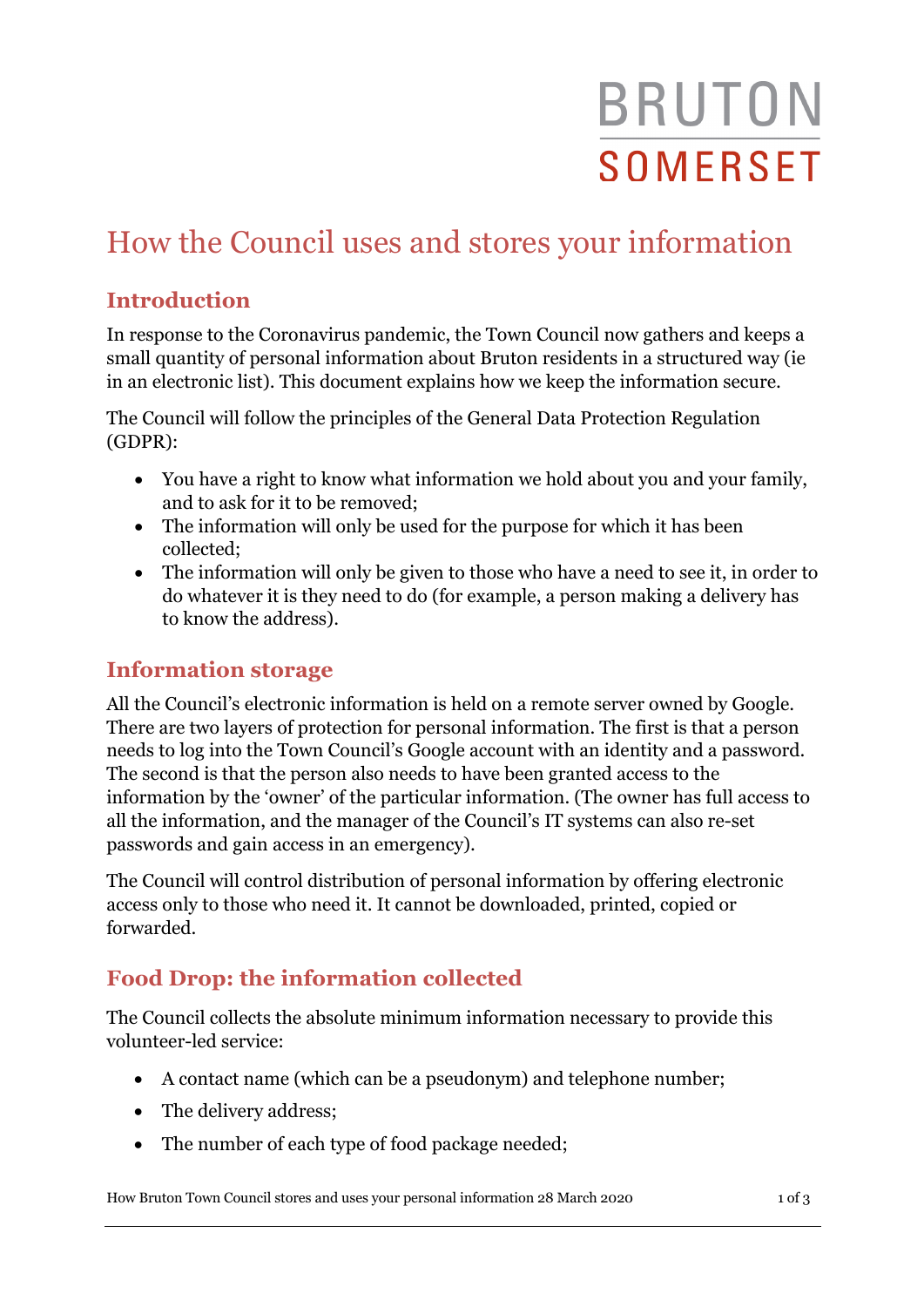BRUTON

SOMERSET

# How the Council uses and stores your information

## Introduction

In response to the Coronavirus pandemic, the Town Council now gathers and keeps a small quantity of personal information about Bruton residents in a structured way (ie in an electronic list). This document explains how we keep the information secure.

The Council will follow the principles of the General Data Protection Regulation (GDPR):

- You have a right to know what information we hold about you and your family, and to ask for it to be removed;
- The information will only be used for the purpose for which it has been collected;
- The information will only be given to those who have a need to see it, in order to do whatever it is they need to do (for example, a person making a delivery has to know the address).

## Information storage

All the Council's electronic information is held on a remote server owned by Google. There are two layers of protection for personal information. The first is that a person needs to log into the Town Council's Google account with an identity and a password. The second is that the person also needs to have been granted access to the information by the 'owner' of the particular information. (The owner has full access to all the information, and the manager of the Council's IT systems can also re-set passwords and gain access in an emergency).

The Council will control distribution of personal information by offering electronic access only to those who need it. It cannot be downloaded, printed, copied or forwarded.

## Food Drop: the information collected

The Council collects the absolute minimum information necessary to provide this volunteer-led service:

- A contact name (which can be a pseudonym) and telephone number;
- The delivery address;
- The number of each type of food package needed;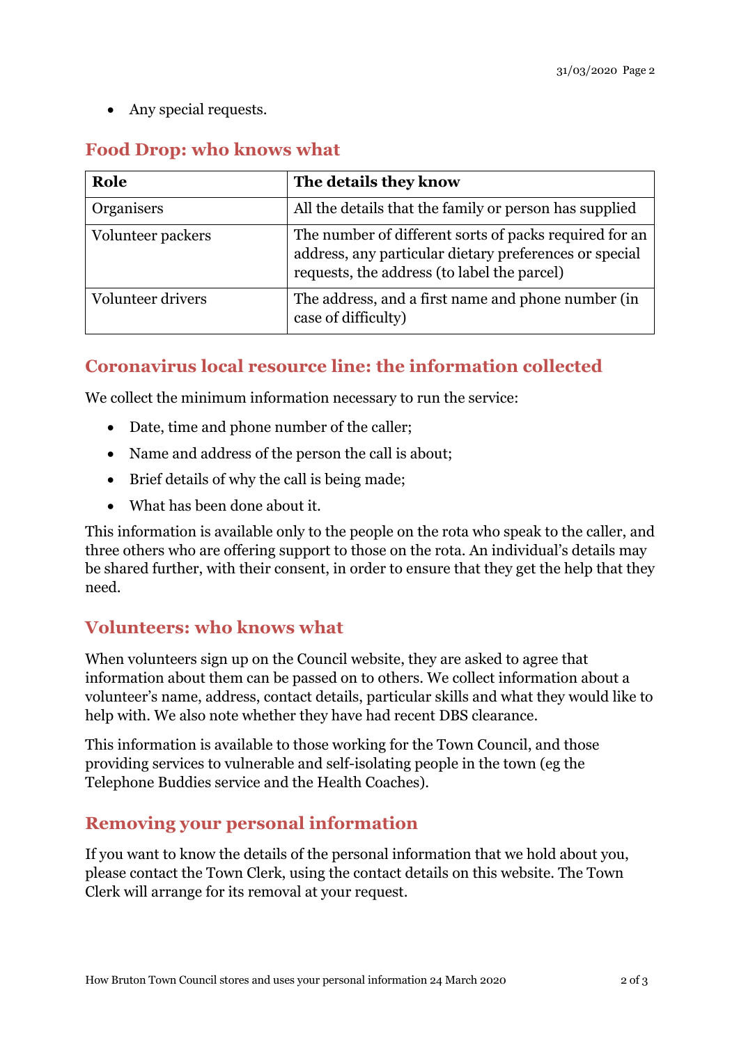- Any special requests.

## Food Drop: who knows what

| Role | The details they know |
|---|---|
| Organisers | All the details that the family or person has supplied |
| Volunteer packers | The number of different sorts of packs required for an address, any particular dietary preferences or special requests, the address (to label the parcel) |
| Volunteer drivers | The address, and a first name and phone number (in case of difficulty) |

## Coronavirus local resource line: the information collected

We collect the minimum information necessary to run the service:

- Date, time and phone number of the caller;
- Name and address of the person the call is about;
- Brief details of why the call is being made;
- What has been done about it.

This information is available only to the people on the rota who speak to the caller, and three others who are offering support to those on the rota. An individual's details may be shared further, with their consent, in order to ensure that they get the help that they need.

## Volunteers: who knows what

When volunteers sign up on the Council website, they are asked to agree that information about them can be passed on to others. We collect information about a volunteer's name, address, contact details, particular skills and what they would like to help with. We also note whether they have had recent DBS clearance.

This information is available to those working for the Town Council, and those providing services to vulnerable and self-isolating people in the town (eg the Telephone Buddies service and the Health Coaches).

## Removing your personal information

If you want to know the details of the personal information that we hold about you, please contact the Town Clerk, using the contact details on this website. The Town Clerk will arrange for its removal at your request.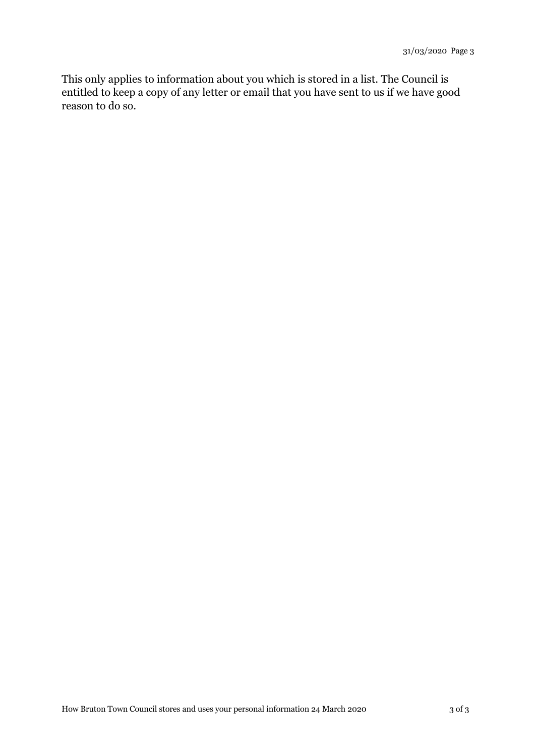This only applies to information about you which is stored in a list. The Council is entitled to keep a copy of any letter or email that you have sent to us if we have good reason to do so.